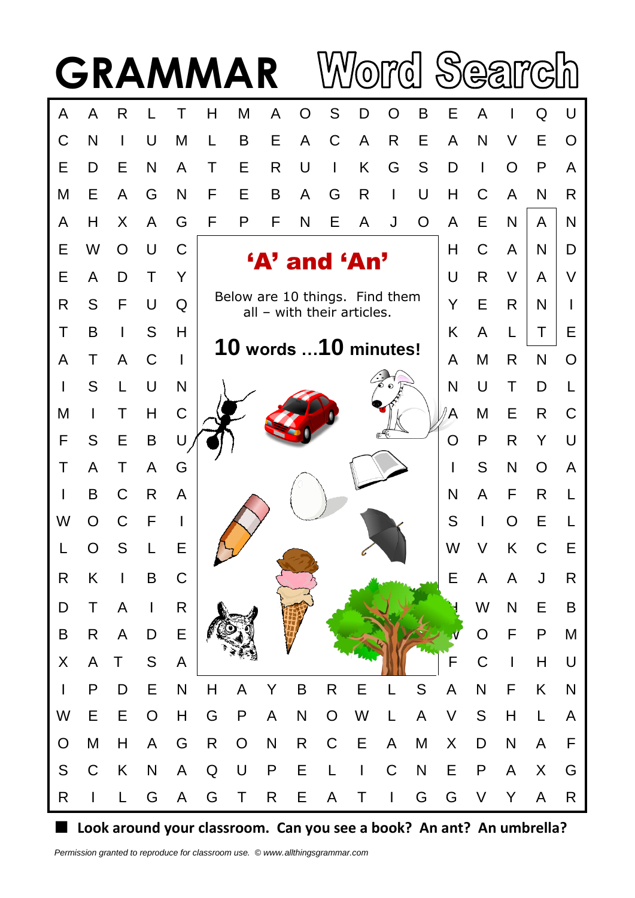# GRAMMAR Word Search

| A | A | R | L | T | H | M | A | O | S | D | O | B | E | A | I | Q | U |
|---|---|---|---|---|---|---|---|---|---|---|---|---|---|---|---|---|---|
| C | N | I | U | M | L | B | E | A | C | A | R | E | A | N | V | E | O |
| E | D | E | N | A | T | E | R | U | I | K | G | S | D | I | O | P | A |
| M | E | A | G | N | F | E | B | A | G | R | I | U | H | C | A | N | R |
| A | H | X | A | G | F | P | F | N | E | A | J | O | A | E | N | A | N |
| E | W | O | U | C | | | | | | | | | H | C | A | N | D |
| E | A | D | T | Y | | | | | | | | | U | R | V | A | V |
| R | S | F | U | Q | | | | | | | | | Y | E | R | N | I |
| T | B | I | S | H | | | | | | | | | K | A | L | T | E |
| A | T | A | C | I | | | | | | | | | A | M | R | N | O |
| I | S | L | U | N | | | | | | | | | N | U | T | D | L |
| M | I | T | H | C | | | | | | | | | A | M | E | R | C |
| F | S | E | B | U | | | | | | | | | O | P | R | Y | U |
| T | A | T | A | G | | | | | | | | | I | S | N | O | A |
| I | B | C | R | A | | | | | | | | | N | A | F | R | L |
| W | O | C | F | I | | | | | | | | | S | I | O | E | L |
| L | O | S | L | E | | | | | | | | | W | V | K | C | E |
| R | K | I | B | C | | | | | | | | | E | A | A | J | R |
| D | T | A | I | R | | | | | | | | | H | W | N | E | B |
| B | R | A | D | E | | | | | | | | | V | O | F | P | M |
| X | A | T | S | A | | | | | | | | | F | C | I | H | U |
| I | P | D | E | N | H | A | Y | B | R | E | L | S | A | N | F | K | N |
| W | E | E | O | H | G | P | A | N | O | W | L | A | V | S | H | L | A |
| O | M | H | A | G | R | O | N | R | C | E | A | M | X | D | N | A | F |
| S | C | K | N | A | Q | U | P | E | L | I | C | N | E | P | A | X | G |
| R | I | L | G | A | G | T | R | E | A | T | I | G | G | V | Y | A | R |

## 'A' and 'An'

Below are 10 things. Find them all – with their articles.

**10 words …10 minutes!**

**Look around your classroom. Can you see a book? An ant? An umbrella?**

*Permission granted to reproduce for classroom use. © www.allthingsgrammar.com*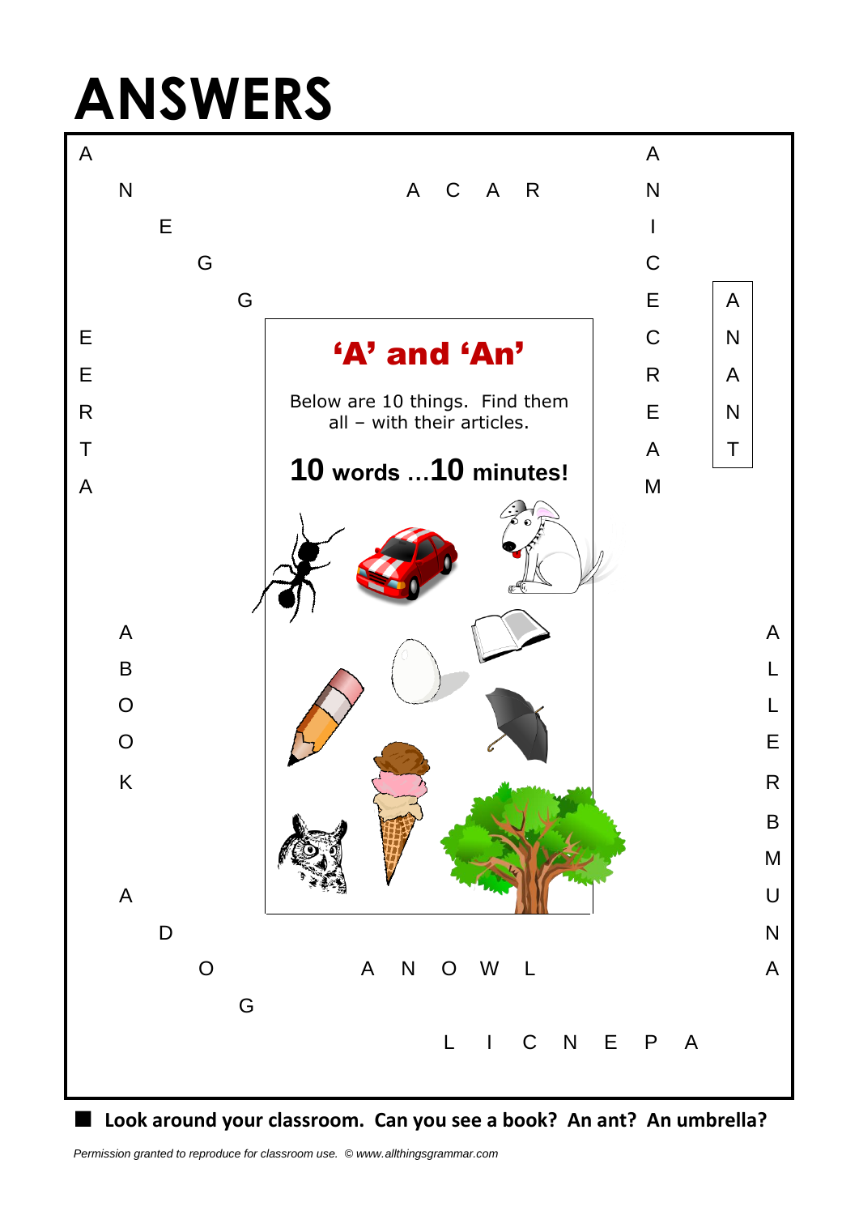# ANSWERS

| | | | | | | | | | | | | | | | | | |
|---|---|---|---|---|---|---|---|---|---|---|---|---|---|---|---|---|---|
| A | | | | | | | | | | | | | | A | | | |
| | N | | | | | | | A | C | A | R | | | N | | | |
| | | E | | | | | | | | | | | | I | | | |
| | | | G | | | | | | | | | | | C | | | |
| | | | | G | | | | | | | | | | E | | A | |
| E | | | | | | | | | | | | | | C | | N | |
| E | | | | | | | | | | | | | | R | | A | |
| R | | | | | | | | | | | | | | E | | N | |
| T | | | | | | | | | | | | | | A | | T | |
| A | | | | | | | | | | | | | | M | | | |
| | | | | | | | | | | | | | | | | | |
| | | | | | | | | | | | | | | | | | |
| | | | | | | | | | | | | | | | | | |
| | A | | | | | | | | | | | | | | | | A |
| | B | | | | | | | | | | | | | | | | L |
| | O | | | | | | | | | | | | | | | | L |
| | O | | | | | | | | | | | | | | | | E |
| | K | | | | | | | | | | | | | | | | R |
| | | | | | | | | | | | | | | | | | B |
| | | | | | | | | | | | | | | | | | M |
| | A | | | | | | | | | | | | | | | | U |
| | | D | | | | | | | | | | | | | | | N |
| | | | O | | | | A | N | O | W | L | | | | | | A |
| | | | | G | | | | | | | | | | | | | |
| | | | | | | | | | L | I | C | N | E | P | A | | |

## 'A' and 'An'

Below are 10 things. Find them all – with their articles.

**10 words …10 minutes!**

■ **Look around your classroom. Can you see a book? An ant? An umbrella?**

*Permission granted to reproduce for classroom use. © www.allthingsgrammar.com*